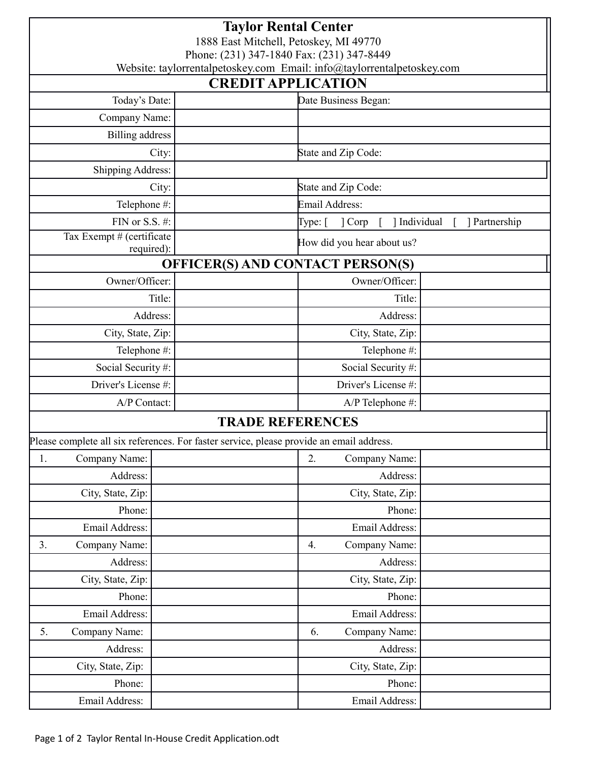# Taylor Rental Center

1888 East Mitchell, Petoskey, MI 49770
Phone: (231) 347-1840 Fax: (231) 347-8449
Website: taylorrentalpetoskey.com Email: info@taylorrentalpetoskey.com

## CREDIT APPLICATION

| | | |
|---|---|---|
| Today's Date: | | Date Business Began: |
| Company Name: | | |
| Billing address | | |
| City: | | State and Zip Code: |
| Shipping Address: | | |
| City: | | State and Zip Code: |
| Telephone #: | | Email Address: |
| FIN or S.S. #: | | Type: [ ] Corp [ ] Individual [ ] Partnership |
| Tax Exempt # (certificate required): | | How did you hear about us? |

## OFFICER(S) AND CONTACT PERSON(S)

| | | | |
|---|---|---|---|
| Owner/Officer: | | Owner/Officer: | |
| Title: | | Title: | |
| Address: | | Address: | |
| City, State, Zip: | | City, State, Zip: | |
| Telephone #: | | Telephone #: | |
| Social Security #: | | Social Security #: | |
| Driver's License #: | | Driver's License #: | |
| A/P Contact: | | A/P Telephone #: | |

## TRADE REFERENCES

Please complete all six references. For faster service, please provide an email address.

| | | | |
|---|---|---|---|
| 1. Company Name: | | 2. Company Name: | |
| Address: | | Address: | |
| City, State, Zip: | | City, State, Zip: | |
| Phone: | | Phone: | |
| Email Address: | | Email Address: | |
| 3. Company Name: | | 4. Company Name: | |
| Address: | | Address: | |
| City, State, Zip: | | City, State, Zip: | |
| Phone: | | Phone: | |
| Email Address: | | Email Address: | |
| 5. Company Name: | | 6. Company Name: | |
| Address: | | Address: | |
| City, State, Zip: | | City, State, Zip: | |
| Phone: | | Phone: | |
| Email Address: | | Email Address: | |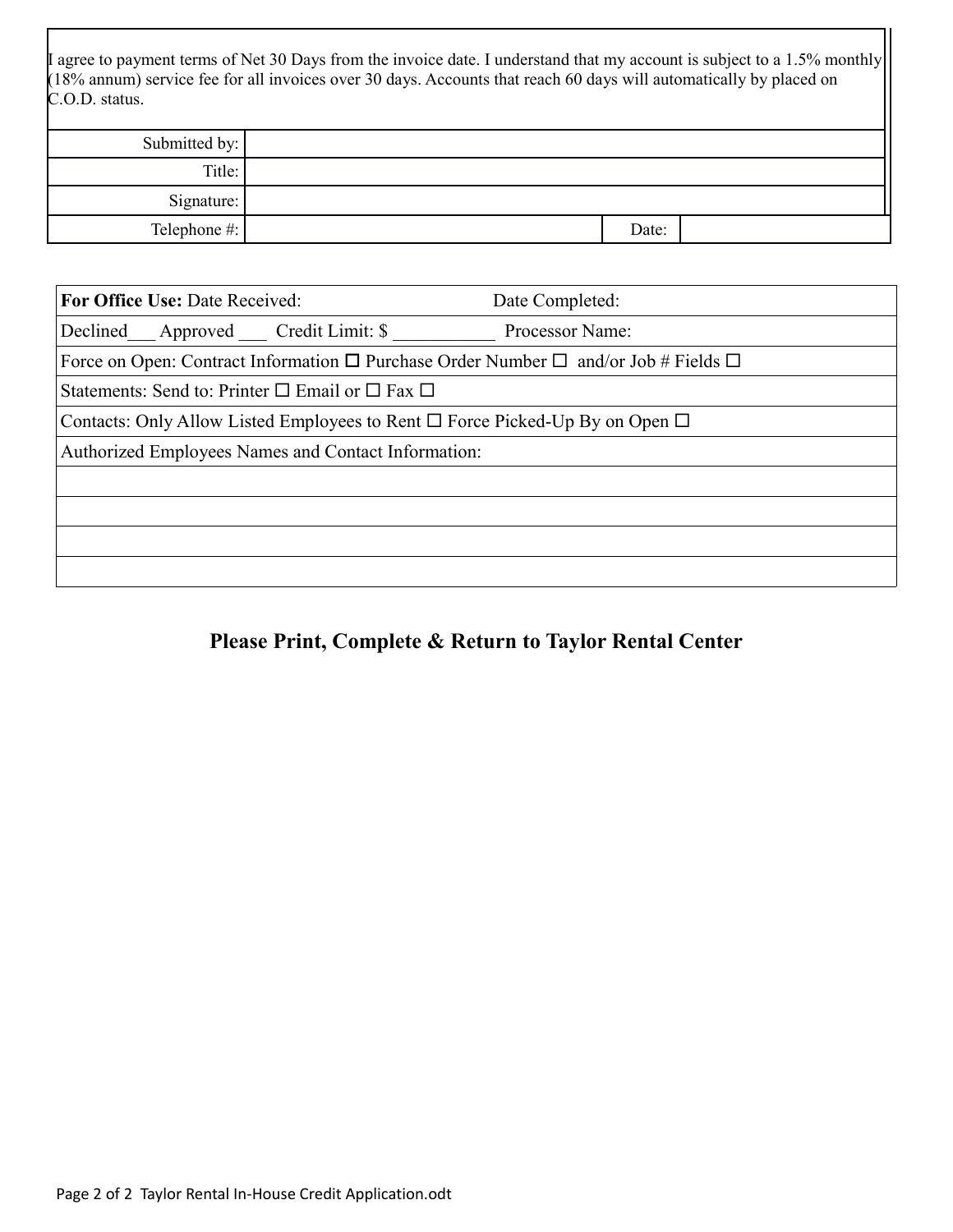I agree to payment terms of Net 30 Days from the invoice date. I understand that my account is subject to a 1.5% monthly (18% annum) service fee for all invoices over 30 days. Accounts that reach 60 days will automatically by placed on C.O.D. status.

| | | | |
|---|---|---|---|
| Submitted by: | | | |
| Title: | | | |
| Signature: | | | |
| Telephone #: | | Date: | |

| |
|---|
| **For Office Use:** Date Received: Date Completed: |
| Declined___ Approved ___ Credit Limit: $ ___________ Processor Name: |
| Force on Open: Contract Information ☐ Purchase Order Number ☐ and/or Job # Fields ☐ |
| Statements: Send to: Printer ☐ Email or ☐ Fax ☐ |
| Contacts: Only Allow Listed Employees to Rent ☐ Force Picked-Up By on Open ☐ |
| Authorized Employees Names and Contact Information: |
| |
| |
| |
| |

## Please Print, Complete & Return to Taylor Rental Center